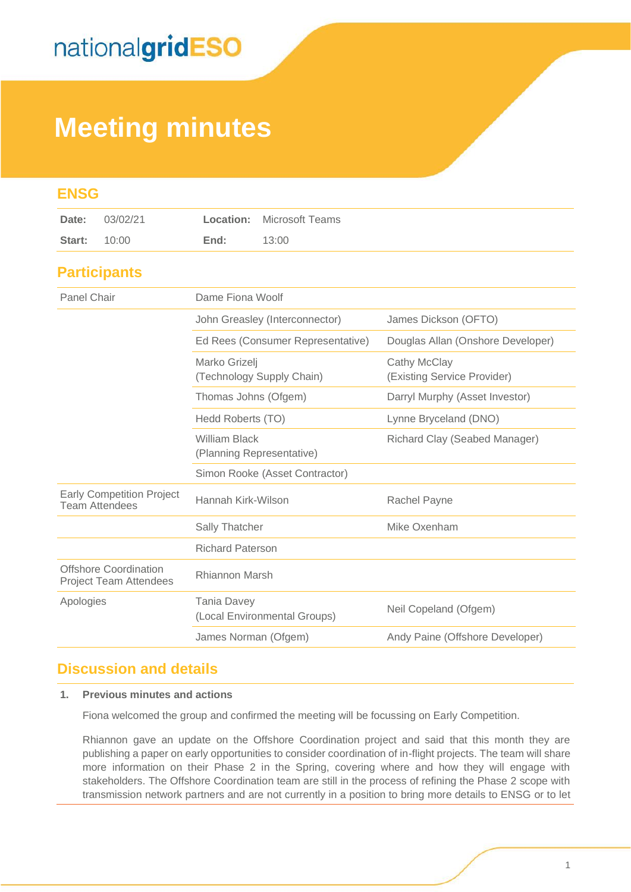# Meeting minutes

## ENSG

| | | | |
|---|---|---|---|
| **Date:** | 03/02/21 | **Location:** | Microsoft Teams |
| **Start:** | 10:00 | **End:** | 13:00 |

## Participants

| | | |
|---|---|---|
| Panel Chair | Dame Fiona Woolf | |
| | John Greasley (Interconnector) | James Dickson (OFTO) |
| | Ed Rees (Consumer Representative) | Douglas Allan (Onshore Developer) |
| | Marko Grizelj (Technology Supply Chain) | Cathy McClay (Existing Service Provider) |
| | Thomas Johns (Ofgem) | Darryl Murphy (Asset Investor) |
| | Hedd Roberts (TO) | Lynne Bryceland (DNO) |
| | William Black (Planning Representative) | Richard Clay (Seabed Manager) |
| | Simon Rooke (Asset Contractor) | |
| Early Competition Project Team Attendees | Hannah Kirk-Wilson | Rachel Payne |
| | Sally Thatcher | Mike Oxenham |
| | Richard Paterson | |
| Offshore Coordination Project Team Attendees | Rhiannon Marsh | |
| Apologies | Tania Davey (Local Environmental Groups) | Neil Copeland (Ofgem) |
| | James Norman (Ofgem) | Andy Paine (Offshore Developer) |

## Discussion and details

### 1. Previous minutes and actions

Fiona welcomed the group and confirmed the meeting will be focussing on Early Competition.

Rhiannon gave an update on the Offshore Coordination project and said that this month they are publishing a paper on early opportunities to consider coordination of in-flight projects. The team will share more information on their Phase 2 in the Spring, covering where and how they will engage with stakeholders. The Offshore Coordination team are still in the process of refining the Phase 2 scope with transmission network partners and are not currently in a position to bring more details to ENSG or to let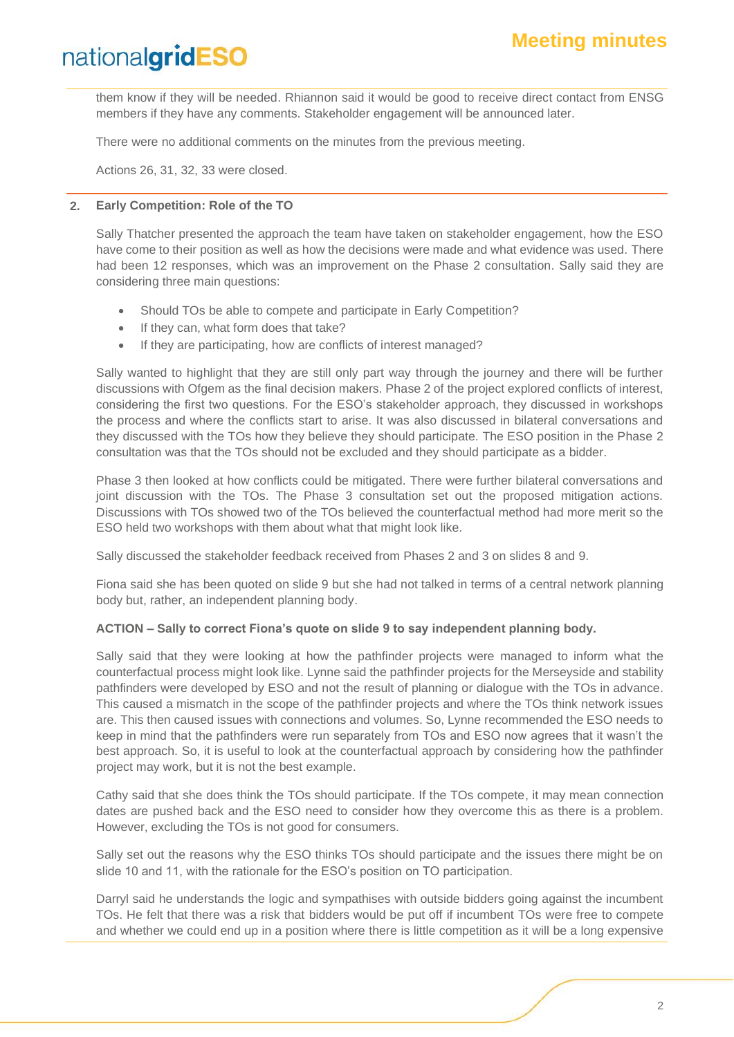them know if they will be needed. Rhiannon said it would be good to receive direct contact from ENSG members if they have any comments. Stakeholder engagement will be announced later.

There were no additional comments on the minutes from the previous meeting.

Actions 26, 31, 32, 33 were closed.

## 2. Early Competition: Role of the TO

Sally Thatcher presented the approach the team have taken on stakeholder engagement, how the ESO have come to their position as well as how the decisions were made and what evidence was used. There had been 12 responses, which was an improvement on the Phase 2 consultation. Sally said they are considering three main questions:

- Should TOs be able to compete and participate in Early Competition?
- If they can, what form does that take?
- If they are participating, how are conflicts of interest managed?

Sally wanted to highlight that they are still only part way through the journey and there will be further discussions with Ofgem as the final decision makers. Phase 2 of the project explored conflicts of interest, considering the first two questions. For the ESO's stakeholder approach, they discussed in workshops the process and where the conflicts start to arise. It was also discussed in bilateral conversations and they discussed with the TOs how they believe they should participate. The ESO position in the Phase 2 consultation was that the TOs should not be excluded and they should participate as a bidder.

Phase 3 then looked at how conflicts could be mitigated. There were further bilateral conversations and joint discussion with the TOs. The Phase 3 consultation set out the proposed mitigation actions. Discussions with TOs showed two of the TOs believed the counterfactual method had more merit so the ESO held two workshops with them about what that might look like.

Sally discussed the stakeholder feedback received from Phases 2 and 3 on slides 8 and 9.

Fiona said she has been quoted on slide 9 but she had not talked in terms of a central network planning body but, rather, an independent planning body.

**ACTION – Sally to correct Fiona's quote on slide 9 to say independent planning body.**

Sally said that they were looking at how the pathfinder projects were managed to inform what the counterfactual process might look like. Lynne said the pathfinder projects for the Merseyside and stability pathfinders were developed by ESO and not the result of planning or dialogue with the TOs in advance. This caused a mismatch in the scope of the pathfinder projects and where the TOs think network issues are. This then caused issues with connections and volumes. So, Lynne recommended the ESO needs to keep in mind that the pathfinders were run separately from TOs and ESO now agrees that it wasn't the best approach. So, it is useful to look at the counterfactual approach by considering how the pathfinder project may work, but it is not the best example.

Cathy said that she does think the TOs should participate. If the TOs compete, it may mean connection dates are pushed back and the ESO need to consider how they overcome this as there is a problem. However, excluding the TOs is not good for consumers.

Sally set out the reasons why the ESO thinks TOs should participate and the issues there might be on slide 10 and 11, with the rationale for the ESO's position on TO participation.

Darryl said he understands the logic and sympathises with outside bidders going against the incumbent TOs. He felt that there was a risk that bidders would be put off if incumbent TOs were free to compete and whether we could end up in a position where there is little competition as it will be a long expensive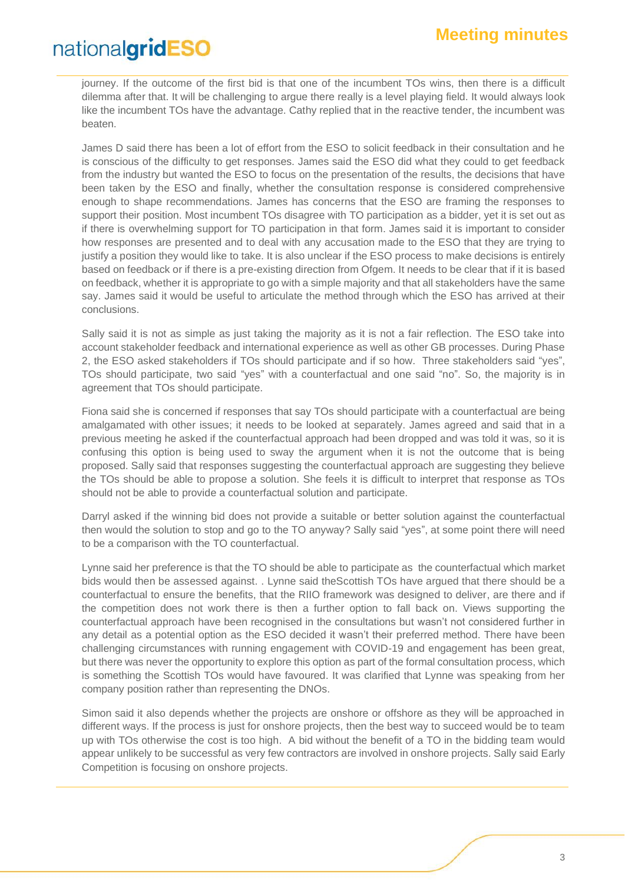journey. If the outcome of the first bid is that one of the incumbent TOs wins, then there is a difficult dilemma after that. It will be challenging to argue there really is a level playing field. It would always look like the incumbent TOs have the advantage. Cathy replied that in the reactive tender, the incumbent was beaten.

James D said there has been a lot of effort from the ESO to solicit feedback in their consultation and he is conscious of the difficulty to get responses. James said the ESO did what they could to get feedback from the industry but wanted the ESO to focus on the presentation of the results, the decisions that have been taken by the ESO and finally, whether the consultation response is considered comprehensive enough to shape recommendations. James has concerns that the ESO are framing the responses to support their position. Most incumbent TOs disagree with TO participation as a bidder, yet it is set out as if there is overwhelming support for TO participation in that form. James said it is important to consider how responses are presented and to deal with any accusation made to the ESO that they are trying to justify a position they would like to take. It is also unclear if the ESO process to make decisions is entirely based on feedback or if there is a pre-existing direction from Ofgem. It needs to be clear that if it is based on feedback, whether it is appropriate to go with a simple majority and that all stakeholders have the same say. James said it would be useful to articulate the method through which the ESO has arrived at their conclusions.

Sally said it is not as simple as just taking the majority as it is not a fair reflection. The ESO take into account stakeholder feedback and international experience as well as other GB processes. During Phase 2, the ESO asked stakeholders if TOs should participate and if so how. Three stakeholders said "yes", TOs should participate, two said "yes" with a counterfactual and one said "no". So, the majority is in agreement that TOs should participate.

Fiona said she is concerned if responses that say TOs should participate with a counterfactual are being amalgamated with other issues; it needs to be looked at separately. James agreed and said that in a previous meeting he asked if the counterfactual approach had been dropped and was told it was, so it is confusing this option is being used to sway the argument when it is not the outcome that is being proposed. Sally said that responses suggesting the counterfactual approach are suggesting they believe the TOs should be able to propose a solution. She feels it is difficult to interpret that response as TOs should not be able to provide a counterfactual solution and participate.

Darryl asked if the winning bid does not provide a suitable or better solution against the counterfactual then would the solution to stop and go to the TO anyway? Sally said "yes", at some point there will need to be a comparison with the TO counterfactual.

Lynne said her preference is that the TO should be able to participate as the counterfactual which market bids would then be assessed against. . Lynne said theScottish TOs have argued that there should be a counterfactual to ensure the benefits, that the RIIO framework was designed to deliver, are there and if the competition does not work there is then a further option to fall back on. Views supporting the counterfactual approach have been recognised in the consultations but wasn't not considered further in any detail as a potential option as the ESO decided it wasn't their preferred method. There have been challenging circumstances with running engagement with COVID-19 and engagement has been great, but there was never the opportunity to explore this option as part of the formal consultation process, which is something the Scottish TOs would have favoured. It was clarified that Lynne was speaking from her company position rather than representing the DNOs.

Simon said it also depends whether the projects are onshore or offshore as they will be approached in different ways. If the process is just for onshore projects, then the best way to succeed would be to team up with TOs otherwise the cost is too high. A bid without the benefit of a TO in the bidding team would appear unlikely to be successful as very few contractors are involved in onshore projects. Sally said Early Competition is focusing on onshore projects.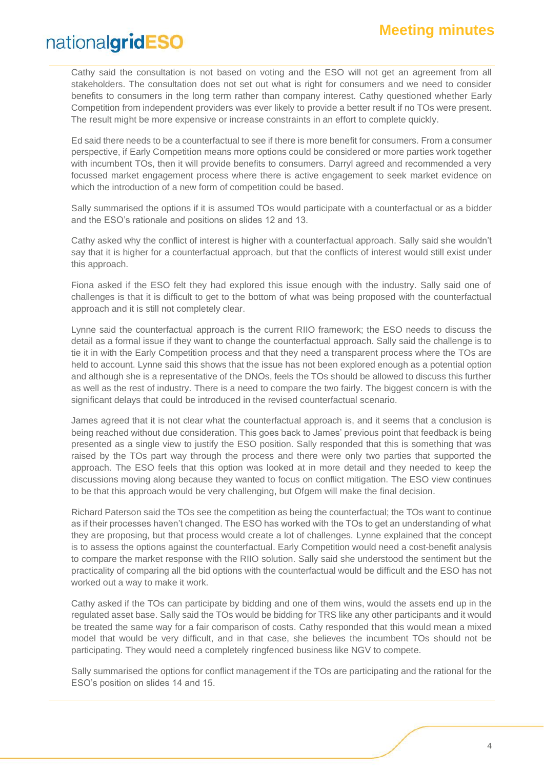Cathy said the consultation is not based on voting and the ESO will not get an agreement from all stakeholders. The consultation does not set out what is right for consumers and we need to consider benefits to consumers in the long term rather than company interest. Cathy questioned whether Early Competition from independent providers was ever likely to provide a better result if no TOs were present. The result might be more expensive or increase constraints in an effort to complete quickly.

Ed said there needs to be a counterfactual to see if there is more benefit for consumers. From a consumer perspective, if Early Competition means more options could be considered or more parties work together with incumbent TOs, then it will provide benefits to consumers. Darryl agreed and recommended a very focussed market engagement process where there is active engagement to seek market evidence on which the introduction of a new form of competition could be based.

Sally summarised the options if it is assumed TOs would participate with a counterfactual or as a bidder and the ESO's rationale and positions on slides 12 and 13.

Cathy asked why the conflict of interest is higher with a counterfactual approach. Sally said she wouldn't say that it is higher for a counterfactual approach, but that the conflicts of interest would still exist under this approach.

Fiona asked if the ESO felt they had explored this issue enough with the industry. Sally said one of challenges is that it is difficult to get to the bottom of what was being proposed with the counterfactual approach and it is still not completely clear.

Lynne said the counterfactual approach is the current RIIO framework; the ESO needs to discuss the detail as a formal issue if they want to change the counterfactual approach. Sally said the challenge is to tie it in with the Early Competition process and that they need a transparent process where the TOs are held to account. Lynne said this shows that the issue has not been explored enough as a potential option and although she is a representative of the DNOs, feels the TOs should be allowed to discuss this further as well as the rest of industry. There is a need to compare the two fairly. The biggest concern is with the significant delays that could be introduced in the revised counterfactual scenario.

James agreed that it is not clear what the counterfactual approach is, and it seems that a conclusion is being reached without due consideration. This goes back to James' previous point that feedback is being presented as a single view to justify the ESO position. Sally responded that this is something that was raised by the TOs part way through the process and there were only two parties that supported the approach. The ESO feels that this option was looked at in more detail and they needed to keep the discussions moving along because they wanted to focus on conflict mitigation. The ESO view continues to be that this approach would be very challenging, but Ofgem will make the final decision.

Richard Paterson said the TOs see the competition as being the counterfactual; the TOs want to continue as if their processes haven't changed. The ESO has worked with the TOs to get an understanding of what they are proposing, but that process would create a lot of challenges. Lynne explained that the concept is to assess the options against the counterfactual. Early Competition would need a cost-benefit analysis to compare the market response with the RIIO solution. Sally said she understood the sentiment but the practicality of comparing all the bid options with the counterfactual would be difficult and the ESO has not worked out a way to make it work.

Cathy asked if the TOs can participate by bidding and one of them wins, would the assets end up in the regulated asset base. Sally said the TOs would be bidding for TRS like any other participants and it would be treated the same way for a fair comparison of costs. Cathy responded that this would mean a mixed model that would be very difficult, and in that case, she believes the incumbent TOs should not be participating. They would need a completely ringfenced business like NGV to compete.

Sally summarised the options for conflict management if the TOs are participating and the rational for the ESO's position on slides 14 and 15.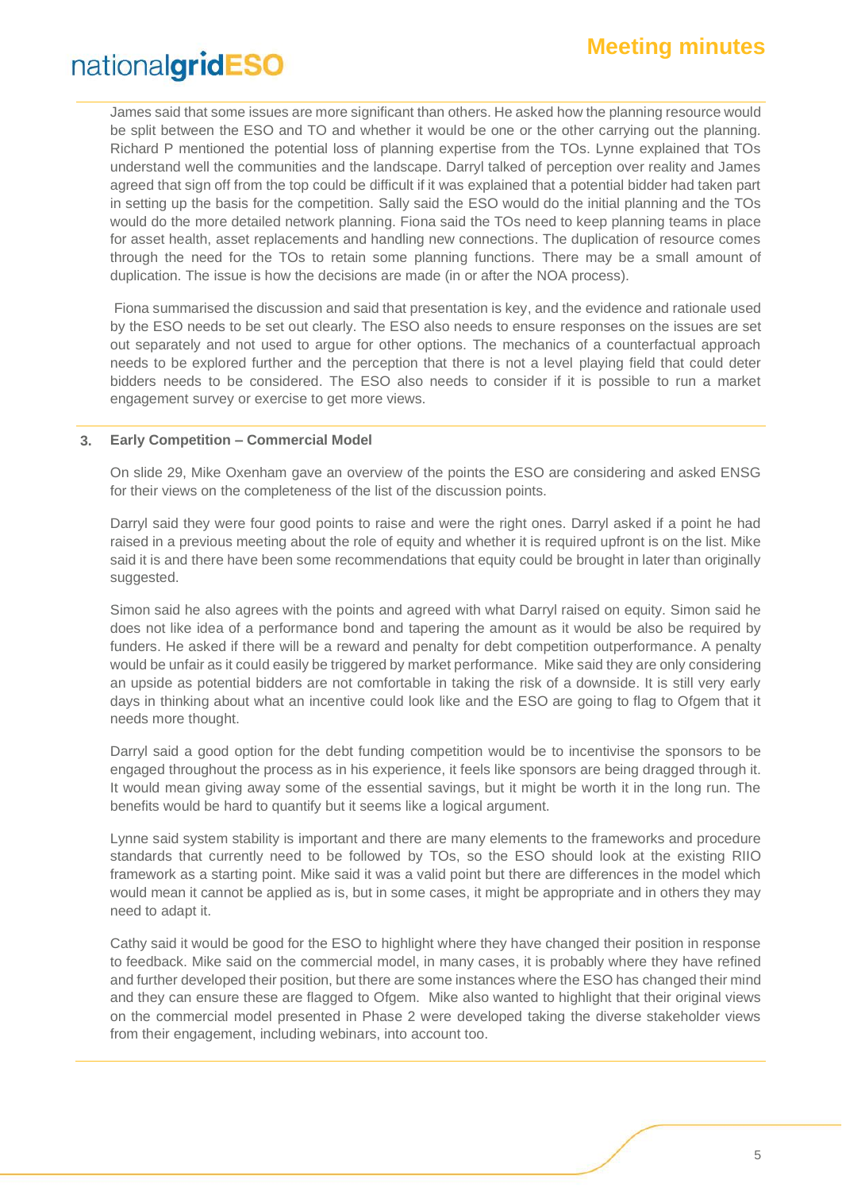James said that some issues are more significant than others. He asked how the planning resource would be split between the ESO and TO and whether it would be one or the other carrying out the planning. Richard P mentioned the potential loss of planning expertise from the TOs. Lynne explained that TOs understand well the communities and the landscape. Darryl talked of perception over reality and James agreed that sign off from the top could be difficult if it was explained that a potential bidder had taken part in setting up the basis for the competition. Sally said the ESO would do the initial planning and the TOs would do the more detailed network planning. Fiona said the TOs need to keep planning teams in place for asset health, asset replacements and handling new connections. The duplication of resource comes through the need for the TOs to retain some planning functions. There may be a small amount of duplication. The issue is how the decisions are made (in or after the NOA process).

Fiona summarised the discussion and said that presentation is key, and the evidence and rationale used by the ESO needs to be set out clearly. The ESO also needs to ensure responses on the issues are set out separately and not used to argue for other options. The mechanics of a counterfactual approach needs to be explored further and the perception that there is not a level playing field that could deter bidders needs to be considered. The ESO also needs to consider if it is possible to run a market engagement survey or exercise to get more views.

## 3. Early Competition – Commercial Model

On slide 29, Mike Oxenham gave an overview of the points the ESO are considering and asked ENSG for their views on the completeness of the list of the discussion points.

Darryl said they were four good points to raise and were the right ones. Darryl asked if a point he had raised in a previous meeting about the role of equity and whether it is required upfront is on the list. Mike said it is and there have been some recommendations that equity could be brought in later than originally suggested.

Simon said he also agrees with the points and agreed with what Darryl raised on equity. Simon said he does not like idea of a performance bond and tapering the amount as it would be also be required by funders. He asked if there will be a reward and penalty for debt competition outperformance. A penalty would be unfair as it could easily be triggered by market performance. Mike said they are only considering an upside as potential bidders are not comfortable in taking the risk of a downside. It is still very early days in thinking about what an incentive could look like and the ESO are going to flag to Ofgem that it needs more thought.

Darryl said a good option for the debt funding competition would be to incentivise the sponsors to be engaged throughout the process as in his experience, it feels like sponsors are being dragged through it. It would mean giving away some of the essential savings, but it might be worth it in the long run. The benefits would be hard to quantify but it seems like a logical argument.

Lynne said system stability is important and there are many elements to the frameworks and procedure standards that currently need to be followed by TOs, so the ESO should look at the existing RIIO framework as a starting point. Mike said it was a valid point but there are differences in the model which would mean it cannot be applied as is, but in some cases, it might be appropriate and in others they may need to adapt it.

Cathy said it would be good for the ESO to highlight where they have changed their position in response to feedback. Mike said on the commercial model, in many cases, it is probably where they have refined and further developed their position, but there are some instances where the ESO has changed their mind and they can ensure these are flagged to Ofgem. Mike also wanted to highlight that their original views on the commercial model presented in Phase 2 were developed taking the diverse stakeholder views from their engagement, including webinars, into account too.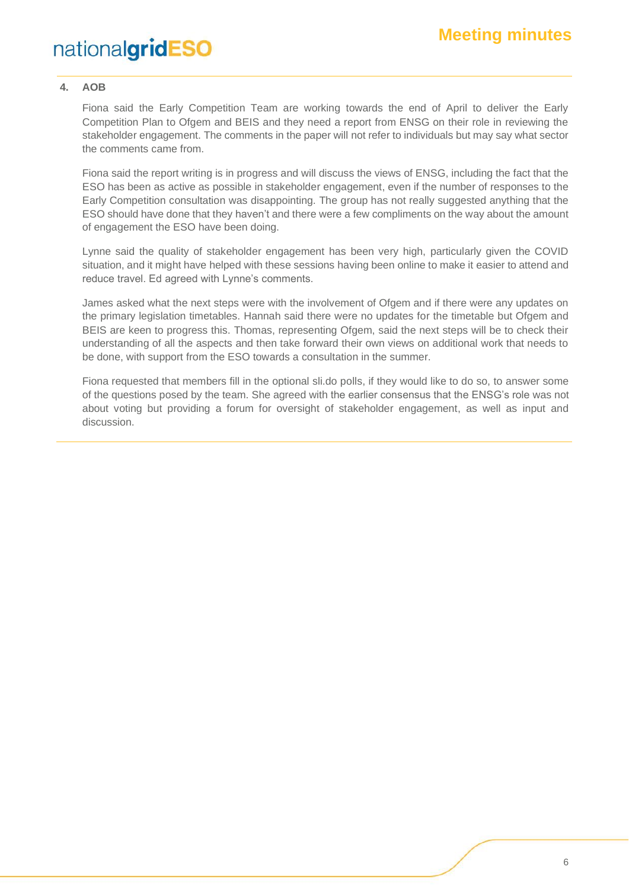## 4. AOB

Fiona said the Early Competition Team are working towards the end of April to deliver the Early Competition Plan to Ofgem and BEIS and they need a report from ENSG on their role in reviewing the stakeholder engagement. The comments in the paper will not refer to individuals but may say what sector the comments came from.

Fiona said the report writing is in progress and will discuss the views of ENSG, including the fact that the ESO has been as active as possible in stakeholder engagement, even if the number of responses to the Early Competition consultation was disappointing. The group has not really suggested anything that the ESO should have done that they haven't and there were a few compliments on the way about the amount of engagement the ESO have been doing.

Lynne said the quality of stakeholder engagement has been very high, particularly given the COVID situation, and it might have helped with these sessions having been online to make it easier to attend and reduce travel. Ed agreed with Lynne's comments.

James asked what the next steps were with the involvement of Ofgem and if there were any updates on the primary legislation timetables. Hannah said there were no updates for the timetable but Ofgem and BEIS are keen to progress this. Thomas, representing Ofgem, said the next steps will be to check their understanding of all the aspects and then take forward their own views on additional work that needs to be done, with support from the ESO towards a consultation in the summer.

Fiona requested that members fill in the optional sli.do polls, if they would like to do so, to answer some of the questions posed by the team. She agreed with the earlier consensus that the ENSG's role was not about voting but providing a forum for oversight of stakeholder engagement, as well as input and discussion.